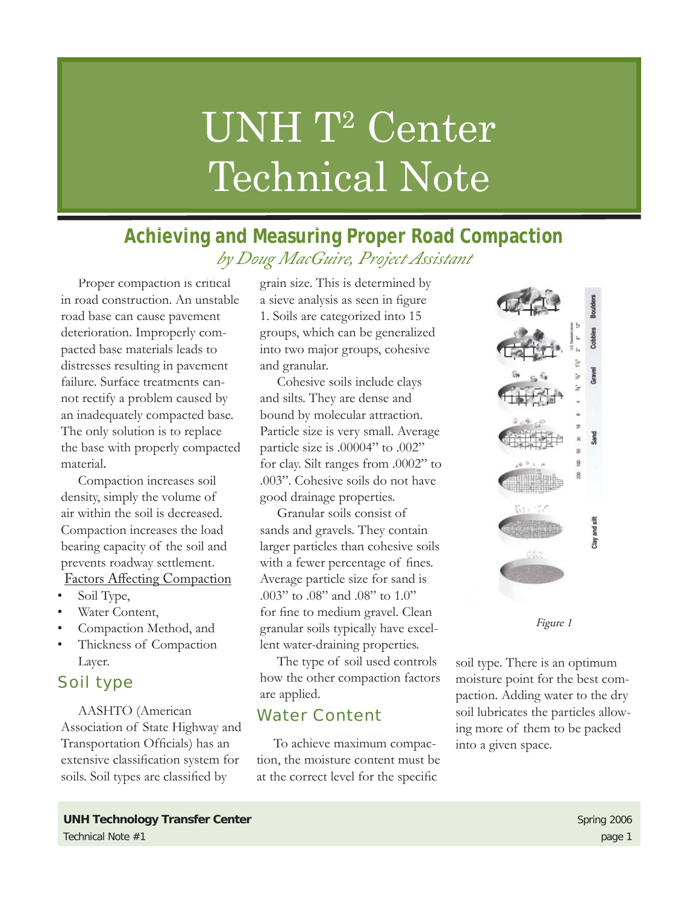# UNH T² Center Technical Note

## Achieving and Measuring Proper Road Compaction

*by Doug MacGuire, Project Assistant*

Proper compaction is critical in road construction. An unstable road base can cause pavement deterioration. Improperly compacted base materials leads to distresses resulting in pavement failure. Surface treatments cannot rectify a problem caused by an inadequately compacted base. The only solution is to replace the base with properly compacted material.

Compaction increases soil density, simply the volume of air within the soil is decreased. Compaction increases the load bearing capacity of the soil and prevents roadway settlement.

Factors Affecting Compaction

- Soil Type,
- Water Content,
- Compaction Method, and
- Thickness of Compaction Layer.

### Soil type

AASHTO (American Association of State Highway and Transportation Officials) has an extensive classification system for soils. Soil types are classified by grain size. This is determined by a sieve analysis as seen in figure 1. Soils are categorized into 15 groups, which can be generalized into two major groups, cohesive and granular.

Cohesive soils include clays and silts. They are dense and bound by molecular attraction. Particle size is very small. Average particle size is .00004" to .002" for clay. Silt ranges from .0002" to .003". Cohesive soils do not have good drainage properties.

Granular soils consist of sands and gravels. They contain larger particles than cohesive soils with a fewer percentage of fines. Average particle size for sand is .003" to .08" and .08" to 1.0" for fine to medium gravel. Clean granular soils typically have excellent water-draining properties.

The type of soil used controls how the other compaction factors are applied.

*Figure 1*

### Water Content

To achieve maximum compaction, the moisture content must be at the correct level for the specific soil type. There is an optimum moisture point for the best compaction. Adding water to the dry soil lubricates the particles allowing more of them to be packed into a given space.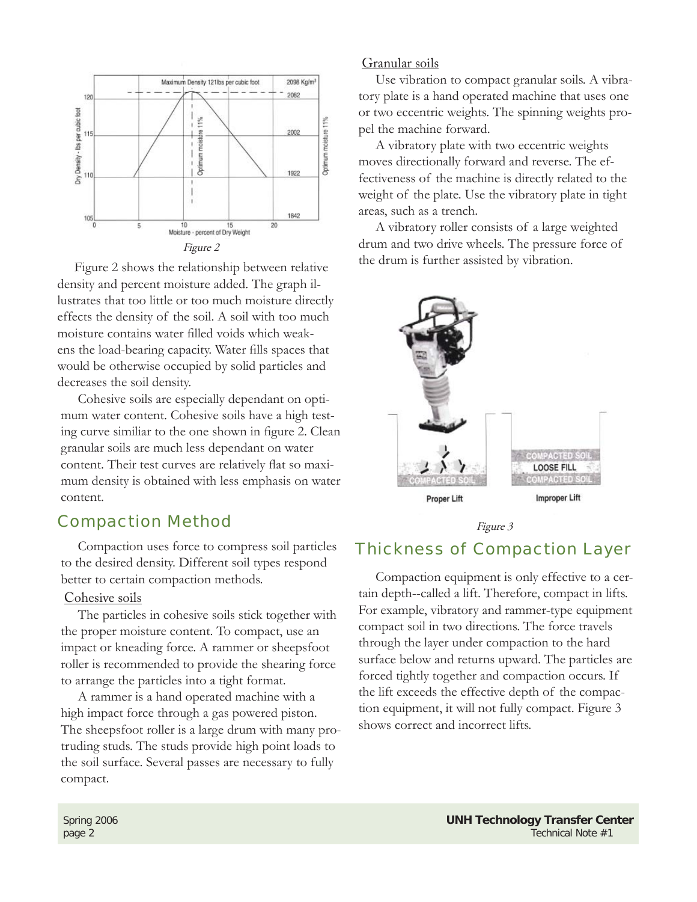Figure 2

Figure 2 shows the relationship between relative density and percent moisture added. The graph illustrates that too little or too much moisture directly effects the density of the soil. A soil with too much moisture contains water filled voids which weakens the load-bearing capacity. Water fills spaces that would be otherwise occupied by solid particles and decreases the soil density.

Cohesive soils are especially dependant on optimum water content. Cohesive soils have a high testing curve similiar to the one shown in figure 2. Clean granular soils are much less dependant on water content. Their test curves are relatively flat so maximum density is obtained with less emphasis on water content.

## Compaction Method

Compaction uses force to compress soil particles to the desired density. Different soil types respond better to certain compaction methods.

Cohesive soils

The particles in cohesive soils stick together with the proper moisture content. To compact, use an impact or kneading force. A rammer or sheepsfoot roller is recommended to provide the shearing force to arrange the particles into a tight format.

A rammer is a hand operated machine with a high impact force through a gas powered piston. The sheepsfoot roller is a large drum with many protruding studs. The studs provide high point loads to the soil surface. Several passes are necessary to fully compact.

Granular soils

Use vibration to compact granular soils. A vibratory plate is a hand operated machine that uses one or two eccentric weights. The spinning weights propel the machine forward.

A vibratory plate with two eccentric weights moves directionally forward and reverse. The effectiveness of the machine is directly related to the weight of the plate. Use the vibratory plate in tight areas, such as a trench.

A vibratory roller consists of a large weighted drum and two drive wheels. The pressure force of the drum is further assisted by vibration.

Figure 3

## Thickness of Compaction Layer

Compaction equipment is only effective to a certain depth--called a lift. Therefore, compact in lifts. For example, vibratory and rammer-type equipment compact soil in two directions. The force travels through the layer under compaction to the hard surface below and returns upward. The particles are forced tightly together and compaction occurs. If the lift exceeds the effective depth of the compaction equipment, it will not fully compact. Figure 3 shows correct and incorrect lifts.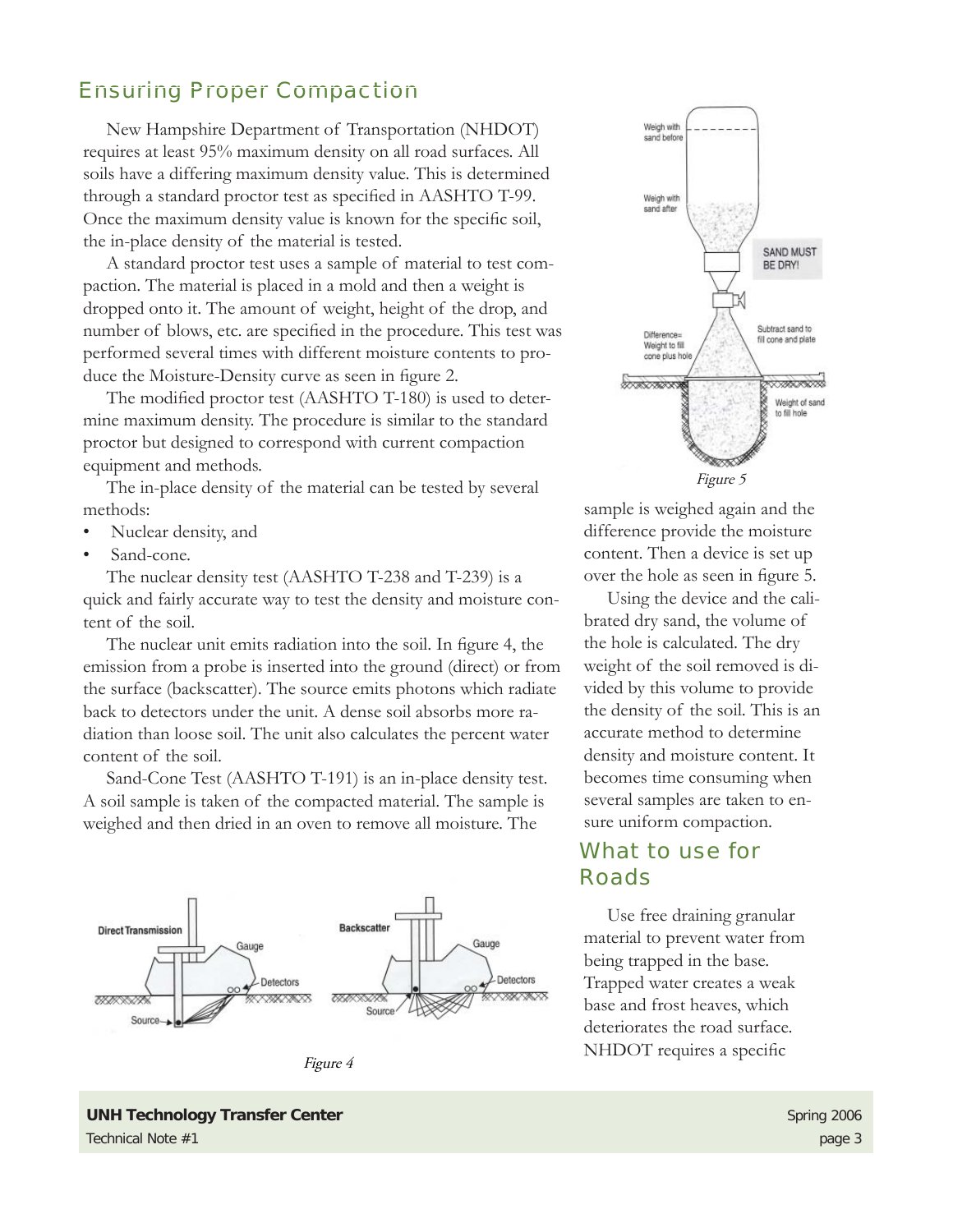## Ensuring Proper Compaction

New Hampshire Department of Transportation (NHDOT) requires at least 95% maximum density on all road surfaces. All soils have a differing maximum density value. This is determined through a standard proctor test as specified in AASHTO T-99. Once the maximum density value is known for the specific soil, the in-place density of the material is tested.

A standard proctor test uses a sample of material to test compaction. The material is placed in a mold and then a weight is dropped onto it. The amount of weight, height of the drop, and number of blows, etc. are specified in the procedure. This test was performed several times with different moisture contents to produce the Moisture-Density curve as seen in figure 2.

The modified proctor test (AASHTO T-180) is used to determine maximum density. The procedure is similar to the standard proctor but designed to correspond with current compaction equipment and methods.

The in-place density of the material can be tested by several methods:

- Nuclear density, and
- Sand-cone.

The nuclear density test (AASHTO T-238 and T-239) is a quick and fairly accurate way to test the density and moisture content of the soil.

The nuclear unit emits radiation into the soil. In figure 4, the emission from a probe is inserted into the ground (direct) or from the surface (backscatter). The source emits photons which radiate back to detectors under the unit. A dense soil absorbs more radiation than loose soil. The unit also calculates the percent water content of the soil.

Sand-Cone Test (AASHTO T-191) is an in-place density test. A soil sample is taken of the compacted material. The sample is weighed and then dried in an oven to remove all moisture. The sample is weighed again and the difference provide the moisture content. Then a device is set up over the hole as seen in figure 5.

*Figure 4*

*Figure 5*

Using the device and the calibrated dry sand, the volume of the hole is calculated. The dry weight of the soil removed is divided by this volume to provide the density of the soil. This is an accurate method to determine density and moisture content. It becomes time consuming when several samples are taken to ensure uniform compaction.

## What to use for Roads

Use free draining granular material to prevent water from being trapped in the base. Trapped water creates a weak base and frost heaves, which deteriorates the road surface. NHDOT requires a specific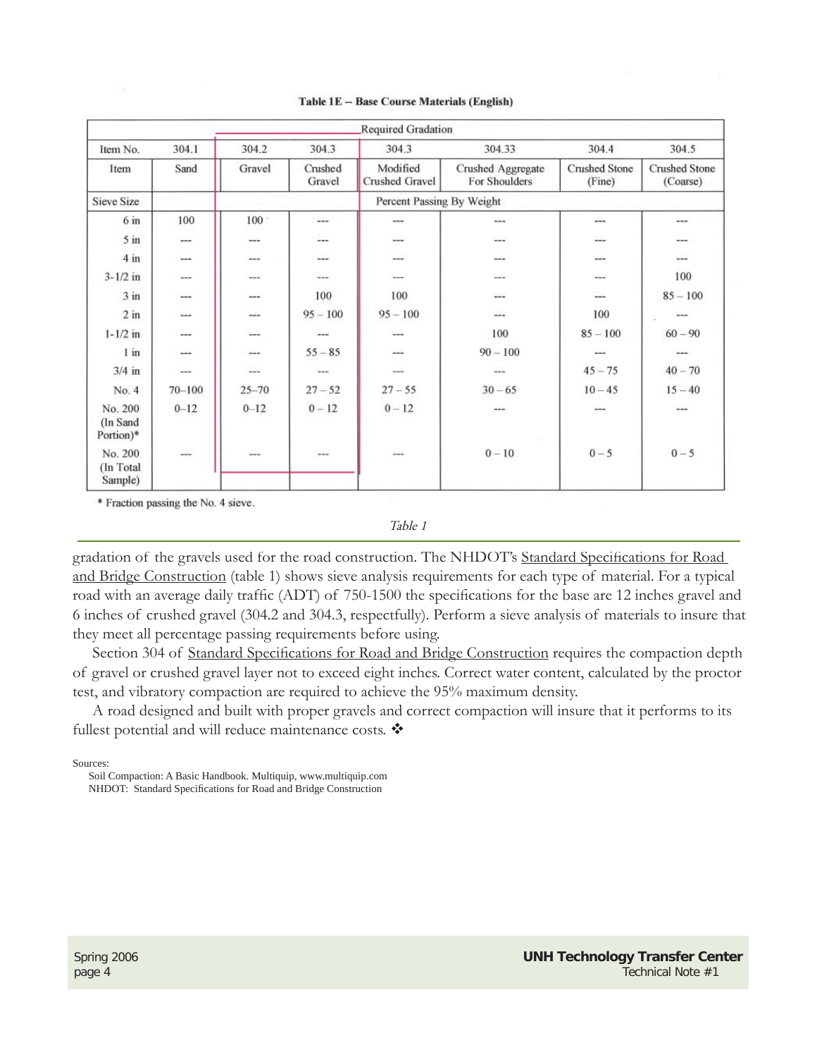**Table 1E -- Base Course Materials (English)**

| | Required Gradation | | | | | | |
|---|---|---|---|---|---|---|---|
| Item No. | 304.1 | 304.2 | 304.3 | 304.3 | 304.33 | 304.4 | 304.5 |
| Item | Sand | Gravel | Crushed Gravel | Modified Crushed Gravel | Crushed Aggregate For Shoulders | Crushed Stone (Fine) | Crushed Stone (Coarse) |
| Sieve Size | Percent Passing By Weight | | | | | | |
| 6 in | 100 | 100 | --- | --- | --- | --- | --- |
| 5 in | --- | --- | --- | --- | --- | --- | --- |
| 4 in | --- | --- | --- | --- | --- | --- | --- |
| 3-1/2 in | --- | --- | --- | --- | --- | --- | 100 |
| 3 in | --- | --- | 100 | 100 | --- | --- | 85 – 100 |
| 2 in | --- | --- | 95 – 100 | 95 – 100 | --- | 100 | --- |
| 1-1/2 in | --- | --- | --- | --- | 100 | 85 – 100 | 60 – 90 |
| 1 in | --- | --- | 55 – 85 | --- | 90 – 100 | --- | --- |
| 3/4 in | --- | --- | --- | --- | --- | 45 – 75 | 40 – 70 |
| No. 4 | 70–100 | 25–70 | 27 – 52 | 27 – 55 | 30 – 65 | 10 – 45 | 15 – 40 |
| No. 200 (In Sand Portion)* | 0–12 | 0–12 | 0 – 12 | 0 – 12 | --- | --- | --- |
| No. 200 (In Total Sample) | --- | --- | --- | --- | 0 – 10 | 0 – 5 | 0 – 5 |

\* Fraction passing the No. 4 sieve.

*Table 1*

gradation of the gravels used for the road construction. The NHDOT's Standard Specifications for Road and Bridge Construction (table 1) shows sieve analysis requirements for each type of material. For a typical road with an average daily traffic (ADT) of 750-1500 the specifications for the base are 12 inches gravel and 6 inches of crushed gravel (304.2 and 304.3, respectfully). Perform a sieve analysis of materials to insure that they meet all percentage passing requirements before using.

Section 304 of Standard Specifications for Road and Bridge Construction requires the compaction depth of gravel or crushed gravel layer not to exceed eight inches. Correct water content, calculated by the proctor test, and vibratory compaction are required to achieve the 95% maximum density.

A road designed and built with proper gravels and correct compaction will insure that it performs to its fullest potential and will reduce maintenance costs. ❖

Sources:

Soil Compaction: A Basic Handbook. Multiquip, www.multiquip.com

NHDOT: Standard Specifications for Road and Bridge Construction